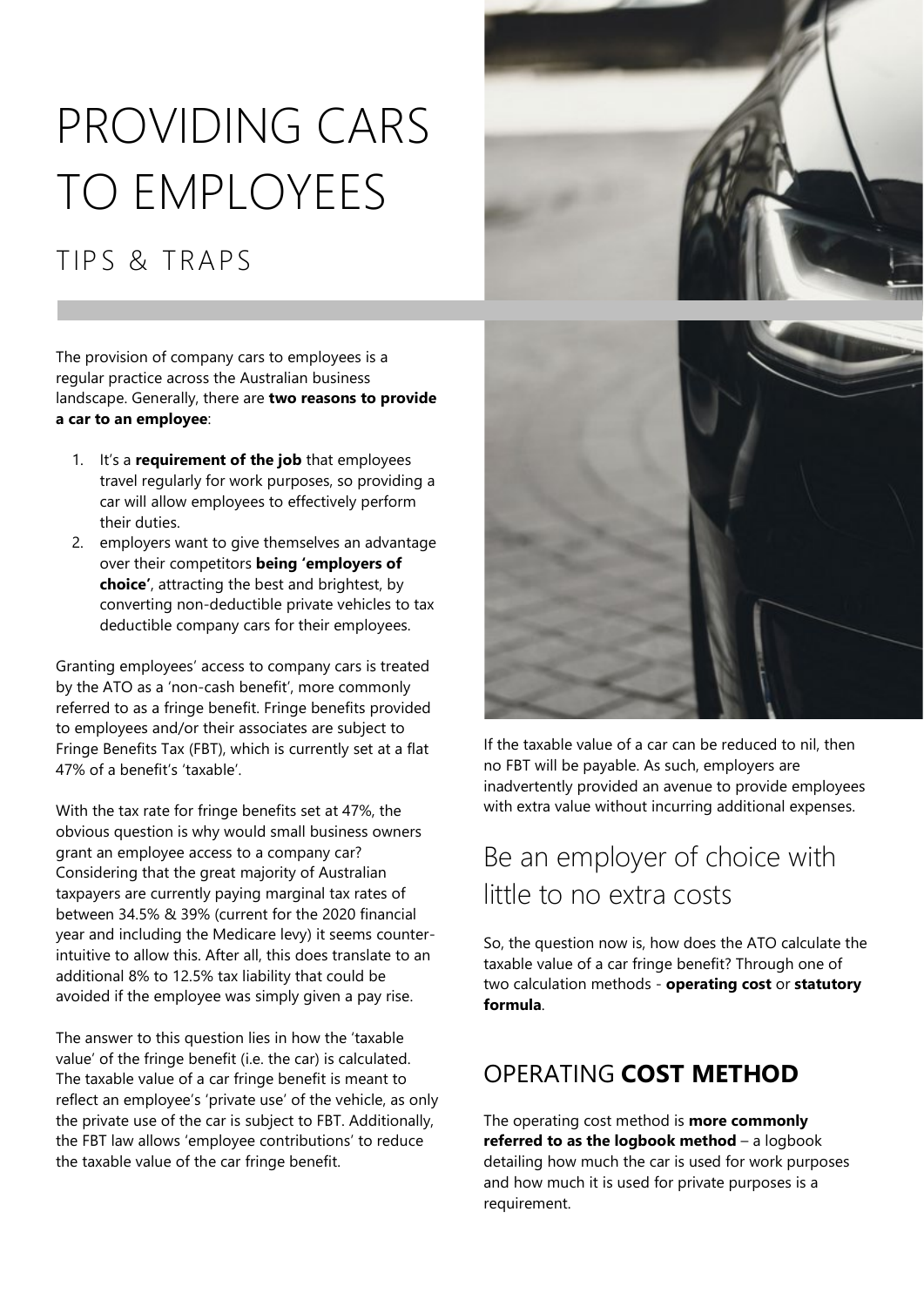# PROVIDING CARS TO EMPLOYEES

## TIPS & TRAPS

The provision of company cars to employees is a regular practice across the Australian business landscape. Generally, there are **two reasons to provide a car to an employee**:

1. It's a **requirement of the job** that employees travel regularly for work purposes, so providing a car will allow employees to effectively perform their duties.
2. employers want to give themselves an advantage over their competitors **being 'employers of choice'**, attracting the best and brightest, by converting non-deductible private vehicles to tax deductible company cars for their employees.

Granting employees' access to company cars is treated by the ATO as a 'non-cash benefit', more commonly referred to as a fringe benefit. Fringe benefits provided to employees and/or their associates are subject to Fringe Benefits Tax (FBT), which is currently set at a flat 47% of a benefit's 'taxable'.

With the tax rate for fringe benefits set at 47%, the obvious question is why would small business owners grant an employee access to a company car? Considering that the great majority of Australian taxpayers are currently paying marginal tax rates of between 34.5% & 39% (current for the 2020 financial year and including the Medicare levy) it seems counter-intuitive to allow this. After all, this does translate to an additional 8% to 12.5% tax liability that could be avoided if the employee was simply given a pay rise.

The answer to this question lies in how the 'taxable value' of the fringe benefit (i.e. the car) is calculated. The taxable value of a car fringe benefit is meant to reflect an employee's 'private use' of the vehicle, as only the private use of the car is subject to FBT. Additionally, the FBT law allows 'employee contributions' to reduce the taxable value of the car fringe benefit.

If the taxable value of a car can be reduced to nil, then no FBT will be payable. As such, employers are inadvertently provided an avenue to provide employees with extra value without incurring additional expenses.

## Be an employer of choice with little to no extra costs

So, the question now is, how does the ATO calculate the taxable value of a car fringe benefit? Through one of two calculation methods - **operating cost** or **statutory formula**.

### OPERATING **COST METHOD**

The operating cost method is **more commonly referred to as the logbook method** – a logbook detailing how much the car is used for work purposes and how much it is used for private purposes is a requirement.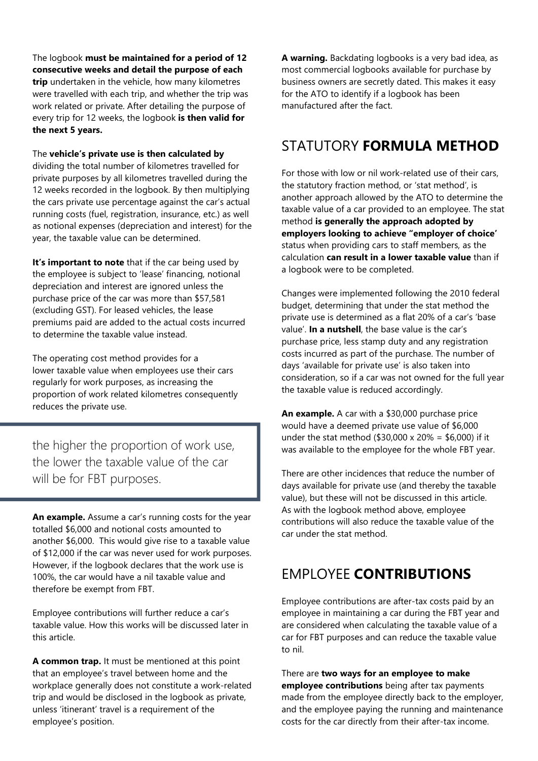The logbook **must be maintained for a period of 12 consecutive weeks and detail the purpose of each trip** undertaken in the vehicle, how many kilometres were travelled with each trip, and whether the trip was work related or private. After detailing the purpose of every trip for 12 weeks, the logbook **is then valid for the next 5 years.**

The **vehicle's private use is then calculated by** dividing the total number of kilometres travelled for private purposes by all kilometres travelled during the 12 weeks recorded in the logbook. By then multiplying the cars private use percentage against the car's actual running costs (fuel, registration, insurance, etc.) as well as notional expenses (depreciation and interest) for the year, the taxable value can be determined.

**It's important to note** that if the car being used by the employee is subject to 'lease' financing, notional depreciation and interest are ignored unless the purchase price of the car was more than $57,581 (excluding GST). For leased vehicles, the lease premiums paid are added to the actual costs incurred to determine the taxable value instead.

The operating cost method provides for a lower taxable value when employees use their cars regularly for work purposes, as increasing the proportion of work related kilometres consequently reduces the private use.

> the higher the proportion of work use, the lower the taxable value of the car will be for FBT purposes.

**An example.** Assume a car's running costs for the year totalled $6,000 and notional costs amounted to another $6,000. This would give rise to a taxable value of $12,000 if the car was never used for work purposes. However, if the logbook declares that the work use is 100%, the car would have a nil taxable value and therefore be exempt from FBT.

Employee contributions will further reduce a car's taxable value. How this works will be discussed later in this article.

**A common trap.** It must be mentioned at this point that an employee's travel between home and the workplace generally does not constitute a work-related trip and would be disclosed in the logbook as private, unless 'itinerant' travel is a requirement of the employee's position.

**A warning.** Backdating logbooks is a very bad idea, as most commercial logbooks available for purchase by business owners are secretly dated. This makes it easy for the ATO to identify if a logbook has been manufactured after the fact.

## STATUTORY **FORMULA METHOD**

For those with low or nil work-related use of their cars, the statutory fraction method, or 'stat method', is another approach allowed by the ATO to determine the taxable value of a car provided to an employee. The stat method **is generally the approach adopted by employers looking to achieve "employer of choice"** status when providing cars to staff members, as the calculation **can result in a lower taxable value** than if a logbook were to be completed.

Changes were implemented following the 2010 federal budget, determining that under the stat method the private use is determined as a flat 20% of a car's 'base value'. **In a nutshell**, the base value is the car's purchase price, less stamp duty and any registration costs incurred as part of the purchase. The number of days 'available for private use' is also taken into consideration, so if a car was not owned for the full year the taxable value is reduced accordingly.

**An example.** A car with a $30,000 purchase price would have a deemed private use value of $6,000 under the stat method ($30,000 x 20% = $6,000) if it was available to the employee for the whole FBT year.

There are other incidences that reduce the number of days available for private use (and thereby the taxable value), but these will not be discussed in this article. As with the logbook method above, employee contributions will also reduce the taxable value of the car under the stat method.

## EMPLOYEE **CONTRIBUTIONS**

Employee contributions are after-tax costs paid by an employee in maintaining a car during the FBT year and are considered when calculating the taxable value of a car for FBT purposes and can reduce the taxable value to nil.

There are **two ways for an employee to make employee contributions** being after tax payments made from the employee directly back to the employer, and the employee paying the running and maintenance costs for the car directly from their after-tax income.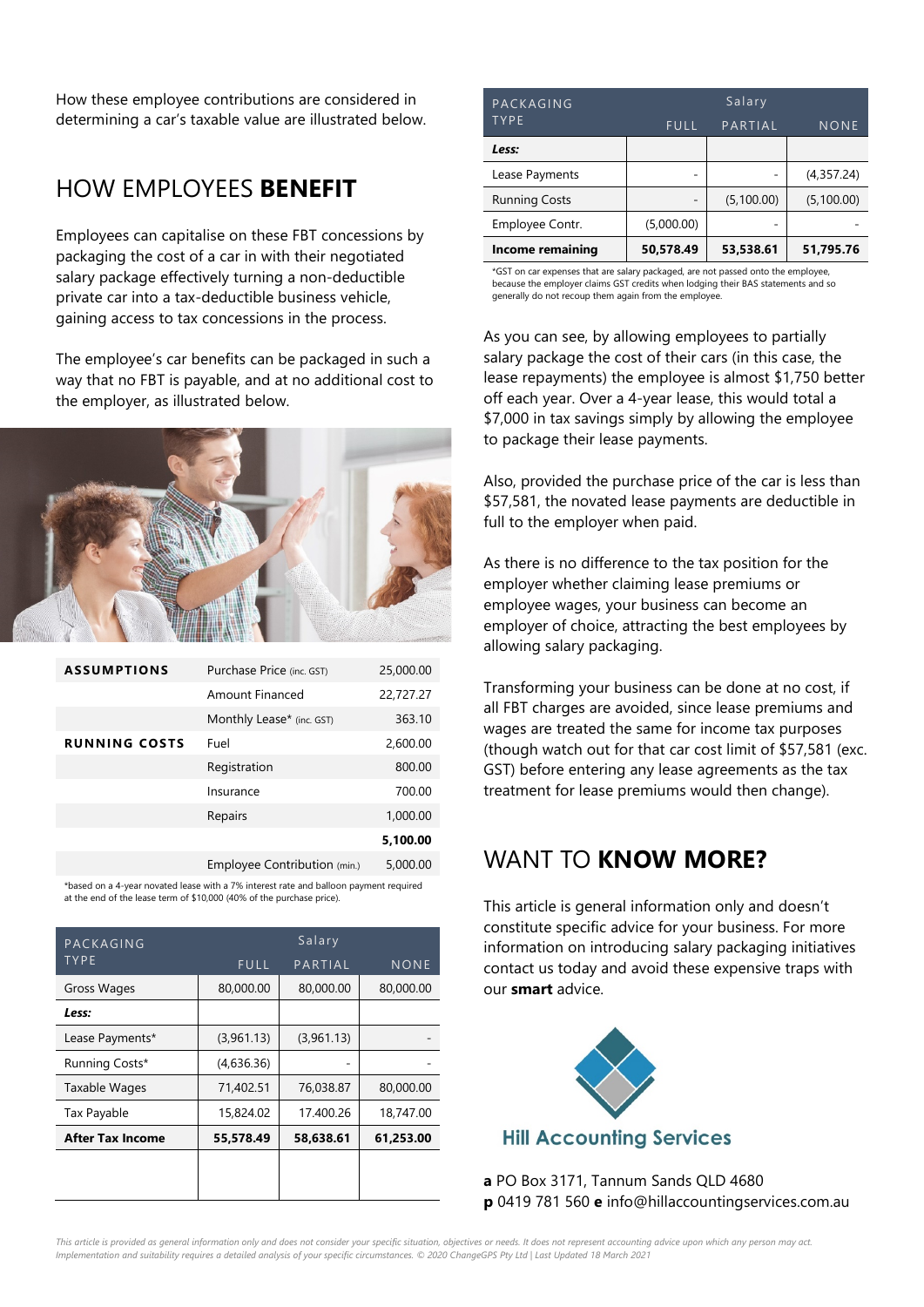How these employee contributions are considered in determining a car's taxable value are illustrated below.

## HOW EMPLOYEES **BENEFIT**

Employees can capitalise on these FBT concessions by packaging the cost of a car in with their negotiated salary package effectively turning a non-deductible private car into a tax-deductible business vehicle, gaining access to tax concessions in the process.

The employee's car benefits can be packaged in such a way that no FBT is payable, and at no additional cost to the employer, as illustrated below.

| | | |
|---|---|---|
| **ASSUMPTIONS** | Purchase Price (inc. GST) | 25,000.00 |
| | Amount Financed | 22,727.27 |
| | Monthly Lease* (inc. GST) | 363.10 |
| **RUNNING COSTS** | Fuel | 2,600.00 |
| | Registration | 800.00 |
| | Insurance | 700.00 |
| | Repairs | 1,000.00 |
| | | **5,100.00** |
| | Employee Contribution (min.) | 5,000.00 |

*based on a 4-year novated lease with a 7% interest rate and balloon payment required at the end of the lease term of $10,000 (40% of the purchase price).

| PACKAGING TYPE | Salary | | |
|---|---|---|---|
| | FULL | PARTIAL | NONE |
| Gross Wages | 80,000.00 | 80,000.00 | 80,000.00 |
| ***Less:*** | | | |
| Lease Payments* | (3,961.13) | (3,961.13) | - |
| Running Costs* | (4,636.36) | - | - |
| Taxable Wages | 71,402.51 | 76,038.87 | 80,000.00 |
| Tax Payable | 15,824.02 | 17.400.26 | 18,747.00 |
| **After Tax Income** | **55,578.49** | **58,638.61** | **61,253.00** |
| ***Less:*** | | | |
| Lease Payments | - | - | (4,357.24) |
| Running Costs | - | (5,100.00) | (5,100.00) |
| Employee Contr. | (5,000.00) | - | - |
| **Income remaining** | **50,578.49** | **53,538.61** | **51,795.76** |

*GST on car expenses that are salary packaged, are not passed onto the employee, because the employer claims GST credits when lodging their BAS statements and so generally do not recoup them again from the employee.

As you can see, by allowing employees to partially salary package the cost of their cars (in this case, the lease repayments) the employee is almost $1,750 better off each year. Over a 4-year lease, this would total a $7,000 in tax savings simply by allowing the employee to package their lease payments.

Also, provided the purchase price of the car is less than $57,581, the novated lease payments are deductible in full to the employer when paid.

As there is no difference to the tax position for the employer whether claiming lease premiums or employee wages, your business can become an employer of choice, attracting the best employees by allowing salary packaging.

Transforming your business can be done at no cost, if all FBT charges are avoided, since lease premiums and wages are treated the same for income tax purposes (though watch out for that car cost limit of $57,581 (exc. GST) before entering any lease agreements as the tax treatment for lease premiums would then change).

## WANT TO **KNOW MORE?**

This article is general information only and doesn't constitute specific advice for your business. For more information on introducing salary packaging initiatives contact us today and avoid these expensive traps with our **smart** advice.

**Hill Accounting Services**

**a** PO Box 3171, Tannum Sands QLD 4680
**p** 0419 781 560 **e** info@hillaccountingservices.com.au

*This article is provided as general information only and does not consider your specific situation, objectives or needs. It does not represent accounting advice upon which any person may act. Implementation and suitability requires a detailed analysis of your specific circumstances. © 2020 ChangeGPS Pty Ltd | Last Updated 18 March 2021*